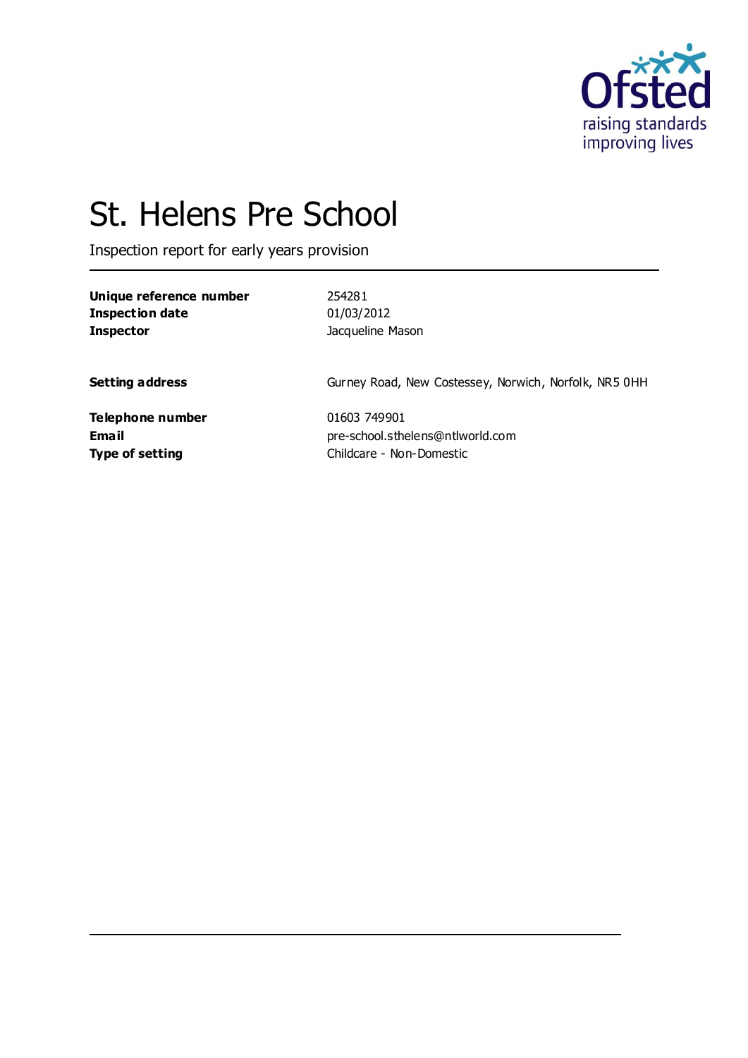Ofsted
raising standards
improving lives

# St. Helens Pre School

Inspection report for early years provision

| | |
|---|---|
| **Unique reference number** | 254281 |
| **Inspection date** | 01/03/2012 |
| **Inspector** | Jacqueline Mason |
| | |
| **Setting address** | Gurney Road, New Costessey, Norwich, Norfolk, NR5 0HH |
| | |
| **Telephone number** | 01603 749901 |
| **Email** | pre-school.sthelens@ntlworld.com |
| **Type of setting** | Childcare - Non-Domestic |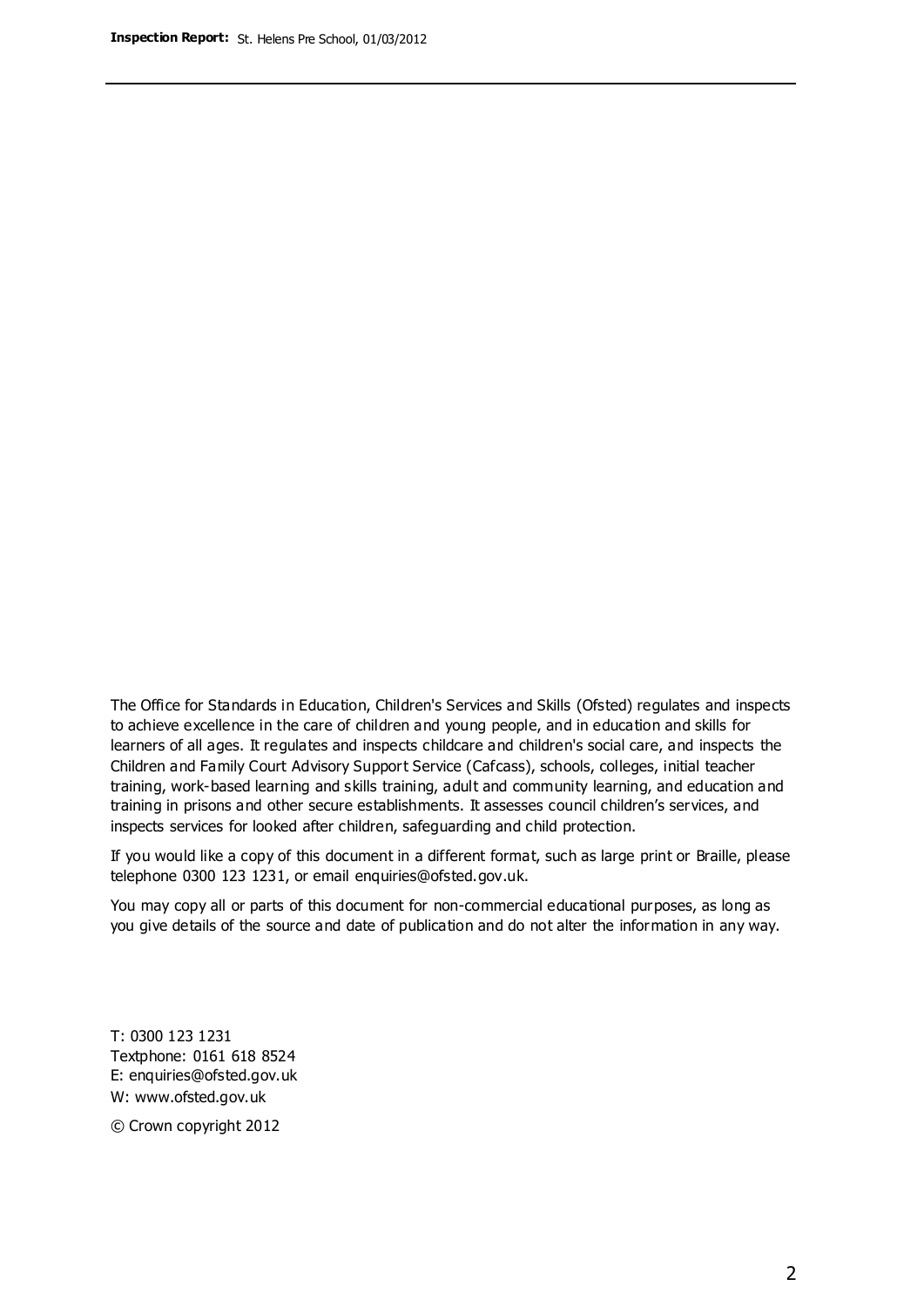The Office for Standards in Education, Children's Services and Skills (Ofsted) regulates and inspects to achieve excellence in the care of children and young people, and in education and skills for learners of all ages. It regulates and inspects childcare and children's social care, and inspects the Children and Family Court Advisory Support Service (Cafcass), schools, colleges, initial teacher training, work-based learning and skills training, adult and community learning, and education and training in prisons and other secure establishments. It assesses council children's services, and inspects services for looked after children, safeguarding and child protection.

If you would like a copy of this document in a different format, such as large print or Braille, please telephone 0300 123 1231, or email enquiries@ofsted.gov.uk.

You may copy all or parts of this document for non-commercial educational purposes, as long as you give details of the source and date of publication and do not alter the information in any way.

T: 0300 123 1231
Textphone: 0161 618 8524
E: enquiries@ofsted.gov.uk
W: www.ofsted.gov.uk

© Crown copyright 2012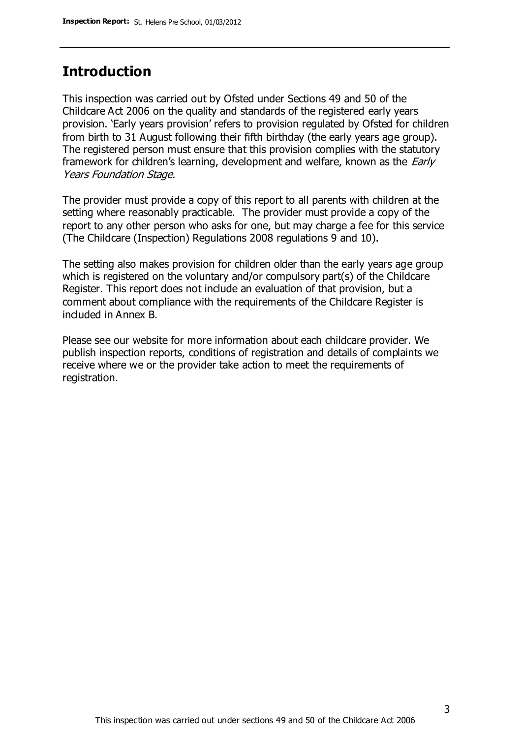## Introduction

This inspection was carried out by Ofsted under Sections 49 and 50 of the Childcare Act 2006 on the quality and standards of the registered early years provision. 'Early years provision' refers to provision regulated by Ofsted for children from birth to 31 August following their fifth birthday (the early years age group). The registered person must ensure that this provision complies with the statutory framework for children's learning, development and welfare, known as the *Early Years Foundation Stage.*

The provider must provide a copy of this report to all parents with children at the setting where reasonably practicable. The provider must provide a copy of the report to any other person who asks for one, but may charge a fee for this service (The Childcare (Inspection) Regulations 2008 regulations 9 and 10).

The setting also makes provision for children older than the early years age group which is registered on the voluntary and/or compulsory part(s) of the Childcare Register. This report does not include an evaluation of that provision, but a comment about compliance with the requirements of the Childcare Register is included in Annex B.

Please see our website for more information about each childcare provider. We publish inspection reports, conditions of registration and details of complaints we receive where we or the provider take action to meet the requirements of registration.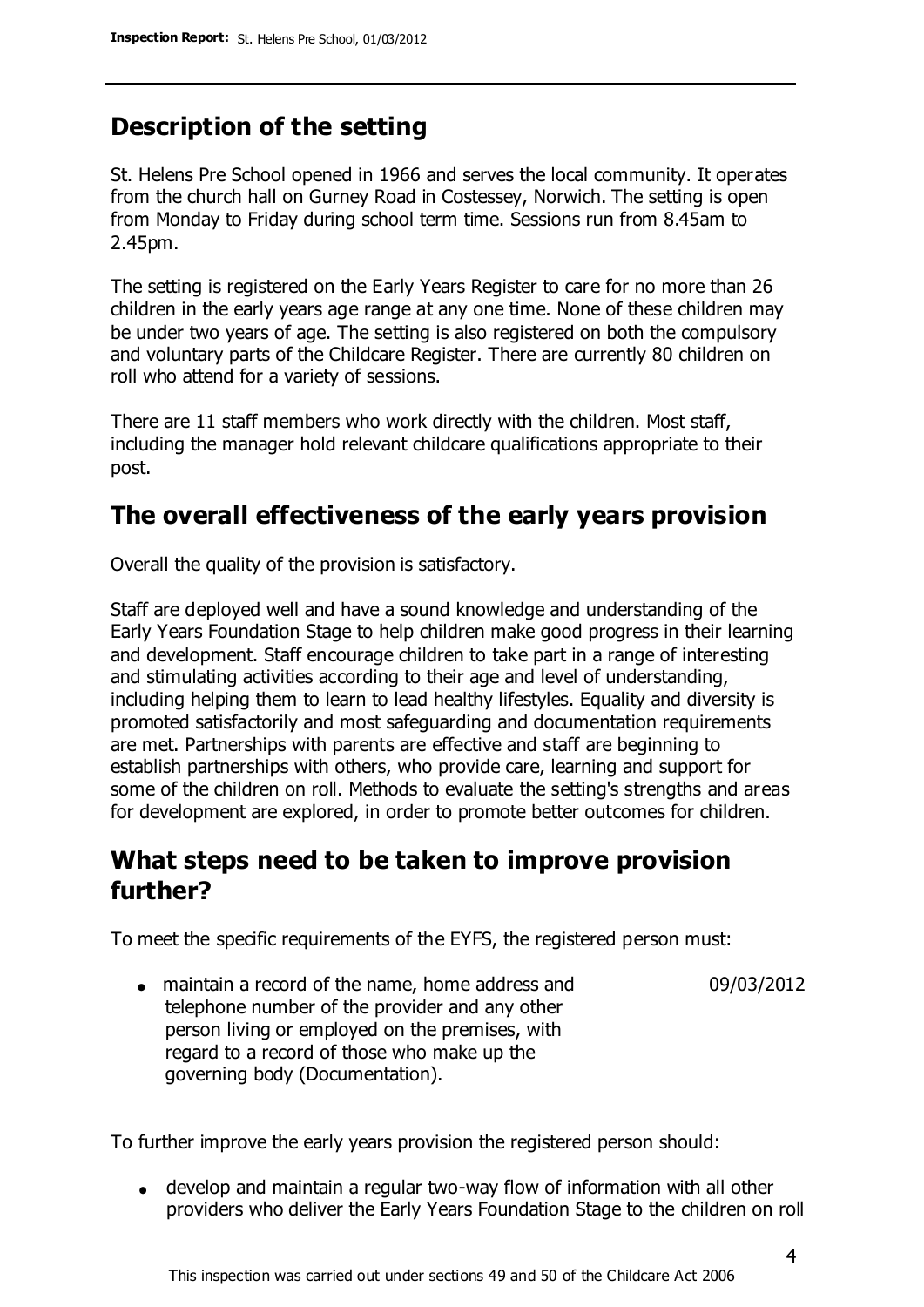## Description of the setting

St. Helens Pre School opened in 1966 and serves the local community. It operates from the church hall on Gurney Road in Costessey, Norwich. The setting is open from Monday to Friday during school term time. Sessions run from 8.45am to 2.45pm.

The setting is registered on the Early Years Register to care for no more than 26 children in the early years age range at any one time. None of these children may be under two years of age. The setting is also registered on both the compulsory and voluntary parts of the Childcare Register. There are currently 80 children on roll who attend for a variety of sessions.

There are 11 staff members who work directly with the children. Most staff, including the manager hold relevant childcare qualifications appropriate to their post.

## The overall effectiveness of the early years provision

Overall the quality of the provision is satisfactory.

Staff are deployed well and have a sound knowledge and understanding of the Early Years Foundation Stage to help children make good progress in their learning and development. Staff encourage children to take part in a range of interesting and stimulating activities according to their age and level of understanding, including helping them to learn to lead healthy lifestyles. Equality and diversity is promoted satisfactorily and most safeguarding and documentation requirements are met. Partnerships with parents are effective and staff are beginning to establish partnerships with others, who provide care, learning and support for some of the children on roll. Methods to evaluate the setting's strengths and areas for development are explored, in order to promote better outcomes for children.

## What steps need to be taken to improve provision further?

To meet the specific requirements of the EYFS, the registered person must:

- maintain a record of the name, home address and telephone number of the provider and any other person living or employed on the premises, with regard to a record of those who make up the governing body (Documentation). 09/03/2012

To further improve the early years provision the registered person should:

- develop and maintain a regular two-way flow of information with all other providers who deliver the Early Years Foundation Stage to the children on roll

This inspection was carried out under sections 49 and 50 of the Childcare Act 2006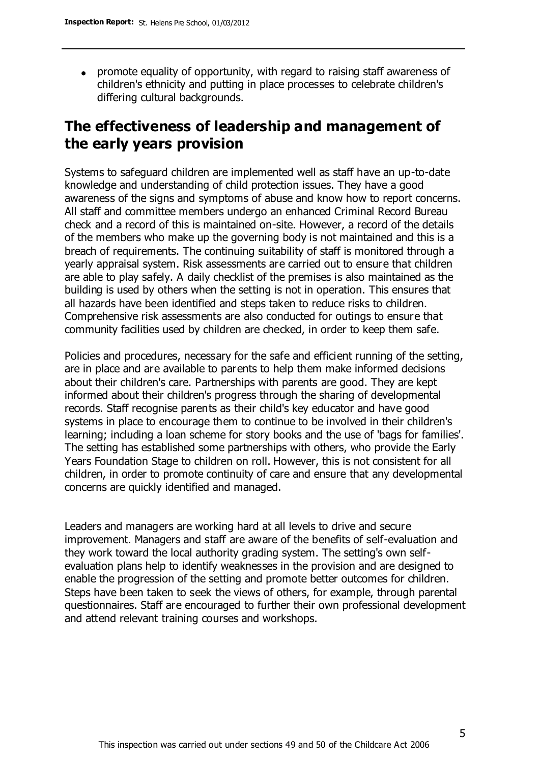- promote equality of opportunity, with regard to raising staff awareness of children's ethnicity and putting in place processes to celebrate children's differing cultural backgrounds.

## The effectiveness of leadership and management of the early years provision

Systems to safeguard children are implemented well as staff have an up-to-date knowledge and understanding of child protection issues. They have a good awareness of the signs and symptoms of abuse and know how to report concerns. All staff and committee members undergo an enhanced Criminal Record Bureau check and a record of this is maintained on-site. However, a record of the details of the members who make up the governing body is not maintained and this is a breach of requirements. The continuing suitability of staff is monitored through a yearly appraisal system. Risk assessments are carried out to ensure that children are able to play safely. A daily checklist of the premises is also maintained as the building is used by others when the setting is not in operation. This ensures that all hazards have been identified and steps taken to reduce risks to children. Comprehensive risk assessments are also conducted for outings to ensure that community facilities used by children are checked, in order to keep them safe.

Policies and procedures, necessary for the safe and efficient running of the setting, are in place and are available to parents to help them make informed decisions about their children's care. Partnerships with parents are good. They are kept informed about their children's progress through the sharing of developmental records. Staff recognise parents as their child's key educator and have good systems in place to encourage them to continue to be involved in their children's learning; including a loan scheme for story books and the use of 'bags for families'. The setting has established some partnerships with others, who provide the Early Years Foundation Stage to children on roll. However, this is not consistent for all children, in order to promote continuity of care and ensure that any developmental concerns are quickly identified and managed.

Leaders and managers are working hard at all levels to drive and secure improvement. Managers and staff are aware of the benefits of self-evaluation and they work toward the local authority grading system. The setting's own self-evaluation plans help to identify weaknesses in the provision and are designed to enable the progression of the setting and promote better outcomes for children. Steps have been taken to seek the views of others, for example, through parental questionnaires. Staff are encouraged to further their own professional development and attend relevant training courses and workshops.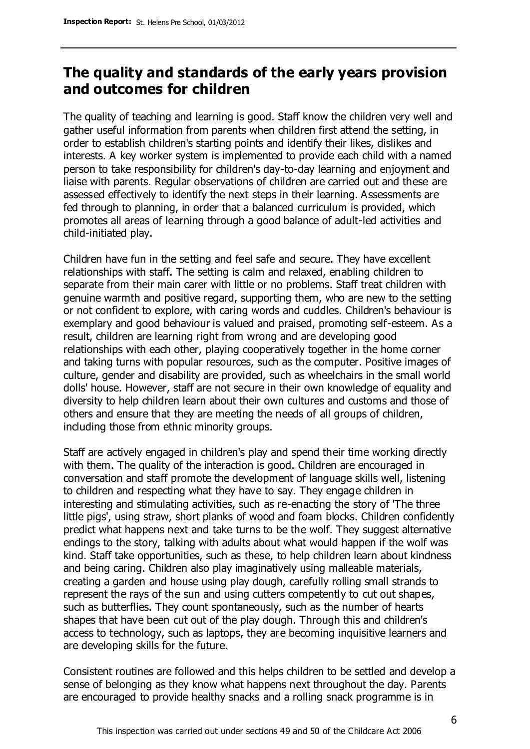## The quality and standards of the early years provision and outcomes for children

The quality of teaching and learning is good. Staff know the children very well and gather useful information from parents when children first attend the setting, in order to establish children's starting points and identify their likes, dislikes and interests. A key worker system is implemented to provide each child with a named person to take responsibility for children's day-to-day learning and enjoyment and liaise with parents. Regular observations of children are carried out and these are assessed effectively to identify the next steps in their learning. Assessments are fed through to planning, in order that a balanced curriculum is provided, which promotes all areas of learning through a good balance of adult-led activities and child-initiated play.

Children have fun in the setting and feel safe and secure. They have excellent relationships with staff. The setting is calm and relaxed, enabling children to separate from their main carer with little or no problems. Staff treat children with genuine warmth and positive regard, supporting them, who are new to the setting or not confident to explore, with caring words and cuddles. Children's behaviour is exemplary and good behaviour is valued and praised, promoting self-esteem. As a result, children are learning right from wrong and are developing good relationships with each other, playing cooperatively together in the home corner and taking turns with popular resources, such as the computer. Positive images of culture, gender and disability are provided, such as wheelchairs in the small world dolls' house. However, staff are not secure in their own knowledge of equality and diversity to help children learn about their own cultures and customs and those of others and ensure that they are meeting the needs of all groups of children, including those from ethnic minority groups.

Staff are actively engaged in children's play and spend their time working directly with them. The quality of the interaction is good. Children are encouraged in conversation and staff promote the development of language skills well, listening to children and respecting what they have to say. They engage children in interesting and stimulating activities, such as re-enacting the story of 'The three little pigs', using straw, short planks of wood and foam blocks. Children confidently predict what happens next and take turns to be the wolf. They suggest alternative endings to the story, talking with adults about what would happen if the wolf was kind. Staff take opportunities, such as these, to help children learn about kindness and being caring. Children also play imaginatively using malleable materials, creating a garden and house using play dough, carefully rolling small strands to represent the rays of the sun and using cutters competently to cut out shapes, such as butterflies. They count spontaneously, such as the number of hearts shapes that have been cut out of the play dough. Through this and children's access to technology, such as laptops, they are becoming inquisitive learners and are developing skills for the future.

Consistent routines are followed and this helps children to be settled and develop a sense of belonging as they know what happens next throughout the day. Parents are encouraged to provide healthy snacks and a rolling snack programme is in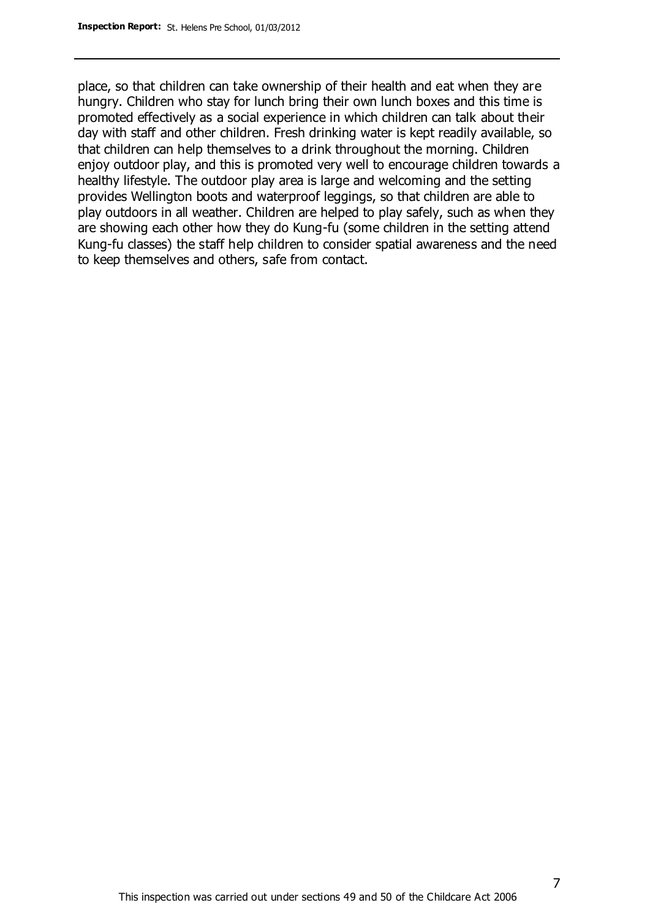place, so that children can take ownership of their health and eat when they are hungry. Children who stay for lunch bring their own lunch boxes and this time is promoted effectively as a social experience in which children can talk about their day with staff and other children. Fresh drinking water is kept readily available, so that children can help themselves to a drink throughout the morning. Children enjoy outdoor play, and this is promoted very well to encourage children towards a healthy lifestyle. The outdoor play area is large and welcoming and the setting provides Wellington boots and waterproof leggings, so that children are able to play outdoors in all weather. Children are helped to play safely, such as when they are showing each other how they do Kung-fu (some children in the setting attend Kung-fu classes) the staff help children to consider spatial awareness and the need to keep themselves and others, safe from contact.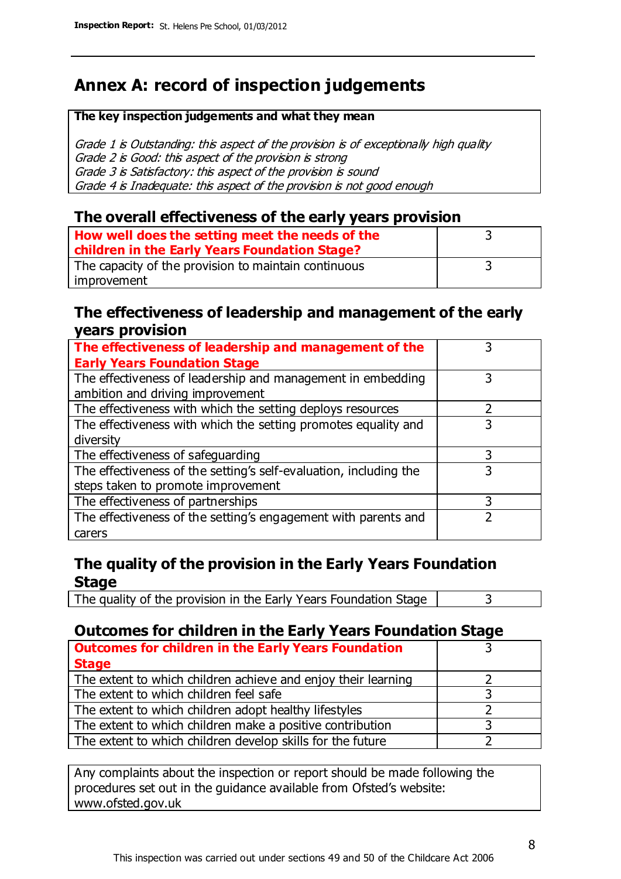## Annex A: record of inspection judgements

| The key inspection judgements and what they mean |
|---|
| *Grade 1 is Outstanding: this aspect of the provision is of exceptionally high quality*<br>*Grade 2 is Good: this aspect of the provision is strong*<br>*Grade 3 is Satisfactory: this aspect of the provision is sound*<br>*Grade 4 is Inadequate: this aspect of the provision is not good enough* |

### The overall effectiveness of the early years provision

| | |
|---|---|
| **How well does the setting meet the needs of the children in the Early Years Foundation Stage?** | 3 |
| The capacity of the provision to maintain continuous improvement | 3 |

### The effectiveness of leadership and management of the early years provision

| | |
|---|---|
| **The effectiveness of leadership and management of the Early Years Foundation Stage** | 3 |
| The effectiveness of leadership and management in embedding ambition and driving improvement | 3 |
| The effectiveness with which the setting deploys resources | 2 |
| The effectiveness with which the setting promotes equality and diversity | 3 |
| The effectiveness of safeguarding | 3 |
| The effectiveness of the setting's self-evaluation, including the steps taken to promote improvement | 3 |
| The effectiveness of partnerships | 3 |
| The effectiveness of the setting's engagement with parents and carers | 2 |

### The quality of the provision in the Early Years Foundation Stage

| | |
|---|---|
| The quality of the provision in the Early Years Foundation Stage | 3 |

### Outcomes for children in the Early Years Foundation Stage

| | |
|---|---|
| **Outcomes for children in the Early Years Foundation Stage** | 3 |
| The extent to which children achieve and enjoy their learning | 2 |
| The extent to which children feel safe | 3 |
| The extent to which children adopt healthy lifestyles | 2 |
| The extent to which children make a positive contribution | 3 |
| The extent to which children develop skills for the future | 2 |

Any complaints about the inspection or report should be made following the procedures set out in the guidance available from Ofsted's website: www.ofsted.gov.uk

This inspection was carried out under sections 49 and 50 of the Childcare Act 2006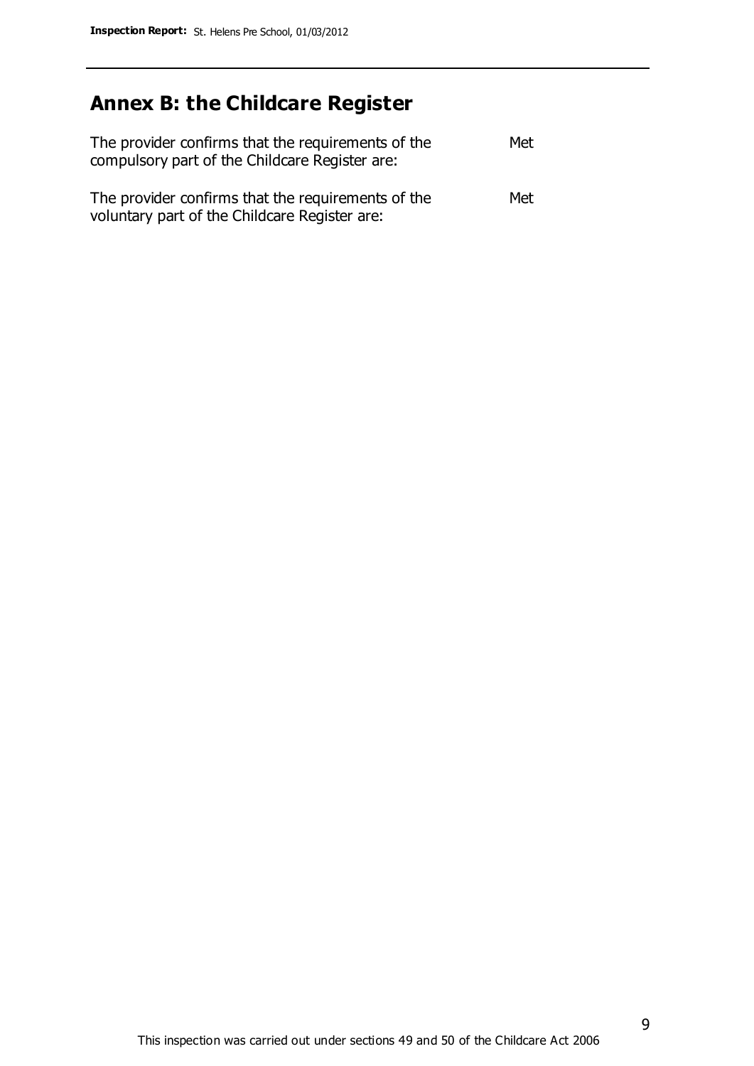## Annex B: the Childcare Register

| | |
|---|---|
| The provider confirms that the requirements of the compulsory part of the Childcare Register are: | Met |
| The provider confirms that the requirements of the voluntary part of the Childcare Register are: | Met |

This inspection was carried out under sections 49 and 50 of the Childcare Act 2006